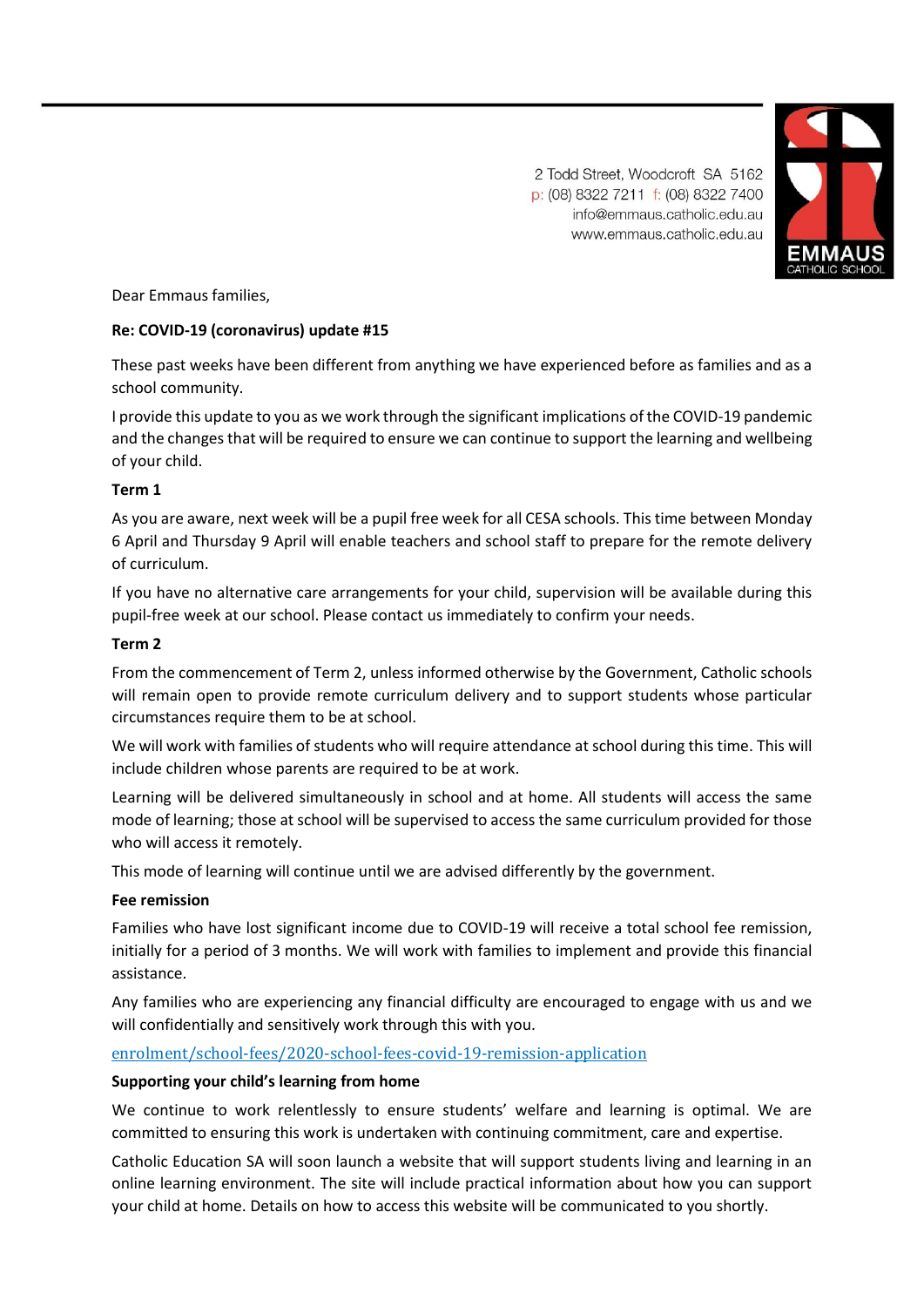2 Todd Street, Woodcroft SA 5162
p: (08) 8322 7211 f: (08) 8322 7400
info@emmaus.catholic.edu.au
www.emmaus.catholic.edu.au

EMMAUS CATHOLIC SCHOOL

Dear Emmaus families,

**Re: COVID-19 (coronavirus) update #15**

These past weeks have been different from anything we have experienced before as families and as a school community.

I provide this update to you as we work through the significant implications of the COVID-19 pandemic and the changes that will be required to ensure we can continue to support the learning and wellbeing of your child.

**Term 1**

As you are aware, next week will be a pupil free week for all CESA schools. This time between Monday 6 April and Thursday 9 April will enable teachers and school staff to prepare for the remote delivery of curriculum.

If you have no alternative care arrangements for your child, supervision will be available during this pupil-free week at our school. Please contact us immediately to confirm your needs.

**Term 2**

From the commencement of Term 2, unless informed otherwise by the Government, Catholic schools will remain open to provide remote curriculum delivery and to support students whose particular circumstances require them to be at school.

We will work with families of students who will require attendance at school during this time. This will include children whose parents are required to be at work.

Learning will be delivered simultaneously in school and at home. All students will access the same mode of learning; those at school will be supervised to access the same curriculum provided for those who will access it remotely.

This mode of learning will continue until we are advised differently by the government.

**Fee remission**

Families who have lost significant income due to COVID-19 will receive a total school fee remission, initially for a period of 3 months. We will work with families to implement and provide this financial assistance.

Any families who are experiencing any financial difficulty are encouraged to engage with us and we will confidentially and sensitively work through this with you.

enrolment/school-fees/2020-school-fees-covid-19-remission-application

**Supporting your child's learning from home**

We continue to work relentlessly to ensure students' welfare and learning is optimal. We are committed to ensuring this work is undertaken with continuing commitment, care and expertise.

Catholic Education SA will soon launch a website that will support students living and learning in an online learning environment. The site will include practical information about how you can support your child at home. Details on how to access this website will be communicated to you shortly.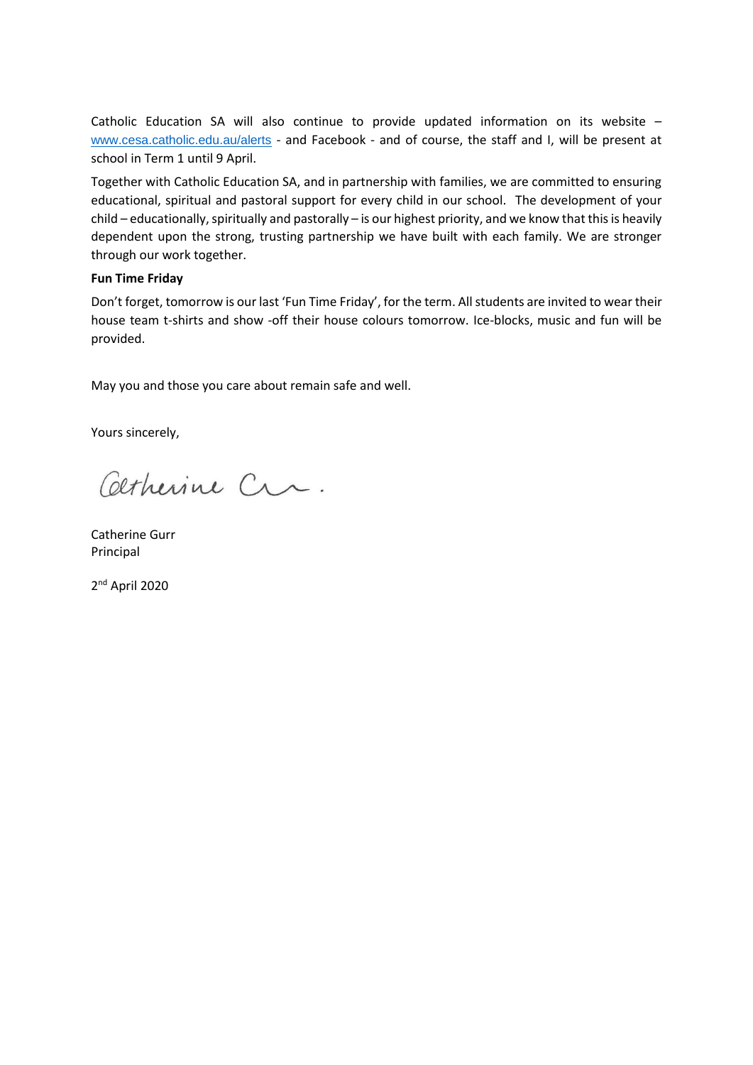Catholic Education SA will also continue to provide updated information on its website – www.cesa.catholic.edu.au/alerts - and Facebook - and of course, the staff and I, will be present at school in Term 1 until 9 April.

Together with Catholic Education SA, and in partnership with families, we are committed to ensuring educational, spiritual and pastoral support for every child in our school. The development of your child – educationally, spiritually and pastorally – is our highest priority, and we know that this is heavily dependent upon the strong, trusting partnership we have built with each family. We are stronger through our work together.

**Fun Time Friday**

Don't forget, tomorrow is our last 'Fun Time Friday', for the term. All students are invited to wear their house team t-shirts and show -off their house colours tomorrow. Ice-blocks, music and fun will be provided.

May you and those you care about remain safe and well.

Yours sincerely,

Catherine Gurr
Principal

2nd April 2020